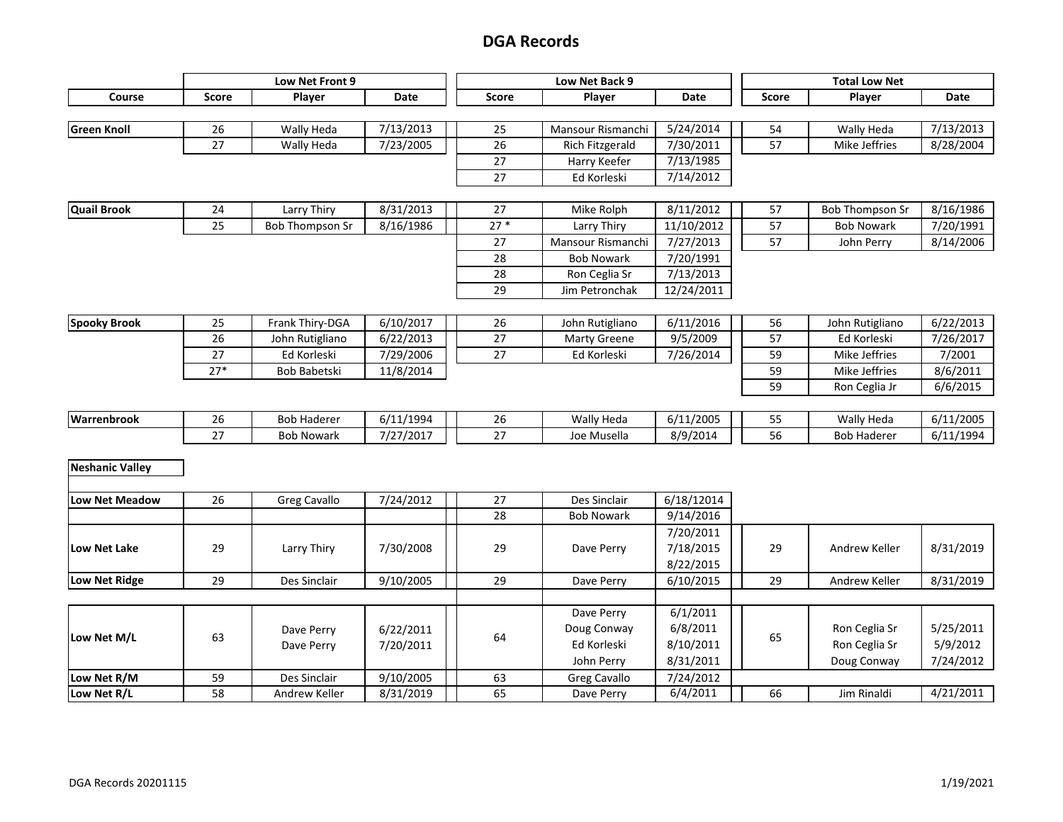# DGA Records

| Course | Low Net Front 9 | | | Low Net Back 9 | | | Total Low Net | | |
|---|---|---|---|---|---|---|---|---|---|
| | Score | Player | Date | Score | Player | Date | Score | Player | Date |
| **Green Knoll** | 26 | Wally Heda | 7/13/2013 | 25 | Mansour Rismanchi | 5/24/2014 | 54 | Wally Heda | 7/13/2013 |
| | 27 | Wally Heda | 7/23/2005 | 26 | Rich Fitzgerald | 7/30/2011 | 57 | Mike Jeffries | 8/28/2004 |
| | | | | 27 | Harry Keefer | 7/13/1985 | | | |
| | | | | 27 | Ed Korleski | 7/14/2012 | | | |
| **Quail Brook** | 24 | Larry Thiry | 8/31/2013 | 27 | Mike Rolph | 8/11/2012 | 57 | Bob Thompson Sr | 8/16/1986 |
| | 25 | Bob Thompson Sr | 8/16/1986 | 27 * | Larry Thiry | 11/10/2012 | 57 | Bob Nowark | 7/20/1991 |
| | | | | 27 | Mansour Rismanchi | 7/27/2013 | 57 | John Perry | 8/14/2006 |
| | | | | 28 | Bob Nowark | 7/20/1991 | | | |
| | | | | 28 | Ron Ceglia Sr | 7/13/2013 | | | |
| | | | | 29 | Jim Petronchak | 12/24/2011 | | | |
| **Spooky Brook** | 25 | Frank Thiry-DGA | 6/10/2017 | 26 | John Rutigliano | 6/11/2016 | 56 | John Rutigliano | 6/22/2013 |
| | 26 | John Rutigliano | 6/22/2013 | 27 | Marty Greene | 9/5/2009 | 57 | Ed Korleski | 7/26/2017 |
| | 27 | Ed Korleski | 7/29/2006 | 27 | Ed Korleski | 7/26/2014 | 59 | Mike Jeffries | 7/2001 |
| | 27* | Bob Babetski | 11/8/2014 | | | | 59 | Mike Jeffries | 8/6/2011 |
| | | | | | | | 59 | Ron Ceglia Jr | 6/6/2015 |
| **Warrenbrook** | 26 | Bob Haderer | 6/11/1994 | 26 | Wally Heda | 6/11/2005 | 55 | Wally Heda | 6/11/2005 |
| | 27 | Bob Nowark | 7/27/2017 | 27 | Joe Musella | 8/9/2014 | 56 | Bob Haderer | 6/11/1994 |
| **Neshanic Valley** | | | | | | | | | |
| **Low Net Meadow** | 26 | Greg Cavallo | 7/24/2012 | 27 | Des Sinclair | 6/18/12014 | | | |
| | | | | 28 | Bob Nowark | 9/14/2016 | | | |
| **Low Net Lake** | 29 | Larry Thiry | 7/30/2008 | 29 | Dave Perry | 7/20/2011<br>7/18/2015<br>8/22/2015 | 29 | Andrew Keller | 8/31/2019 |
| **Low Net Ridge** | 29 | Des Sinclair | 9/10/2005 | 29 | Dave Perry | 6/10/2015 | 29 | Andrew Keller | 8/31/2019 |
| **Low Net M/L** | 63 | Dave Perry<br>Dave Perry | 6/22/2011<br>7/20/2011 | 64 | Dave Perry<br>Doug Conway<br>Ed Korleski<br>John Perry | 6/1/2011<br>6/8/2011<br>8/10/2011<br>8/31/2011 | 65 | Ron Ceglia Sr<br>Ron Ceglia Sr<br>Doug Conway | 5/25/2011<br>5/9/2012<br>7/24/2012 |
| **Low Net R/M** | 59 | Des Sinclair | 9/10/2005 | 63 | Greg Cavallo | 7/24/2012 | | | |
| **Low Net R/L** | 58 | Andrew Keller | 8/31/2019 | 65 | Dave Perry | 6/4/2011 | 66 | Jim Rinaldi | 4/21/2011 |

DGA Records 20201115

1/19/2021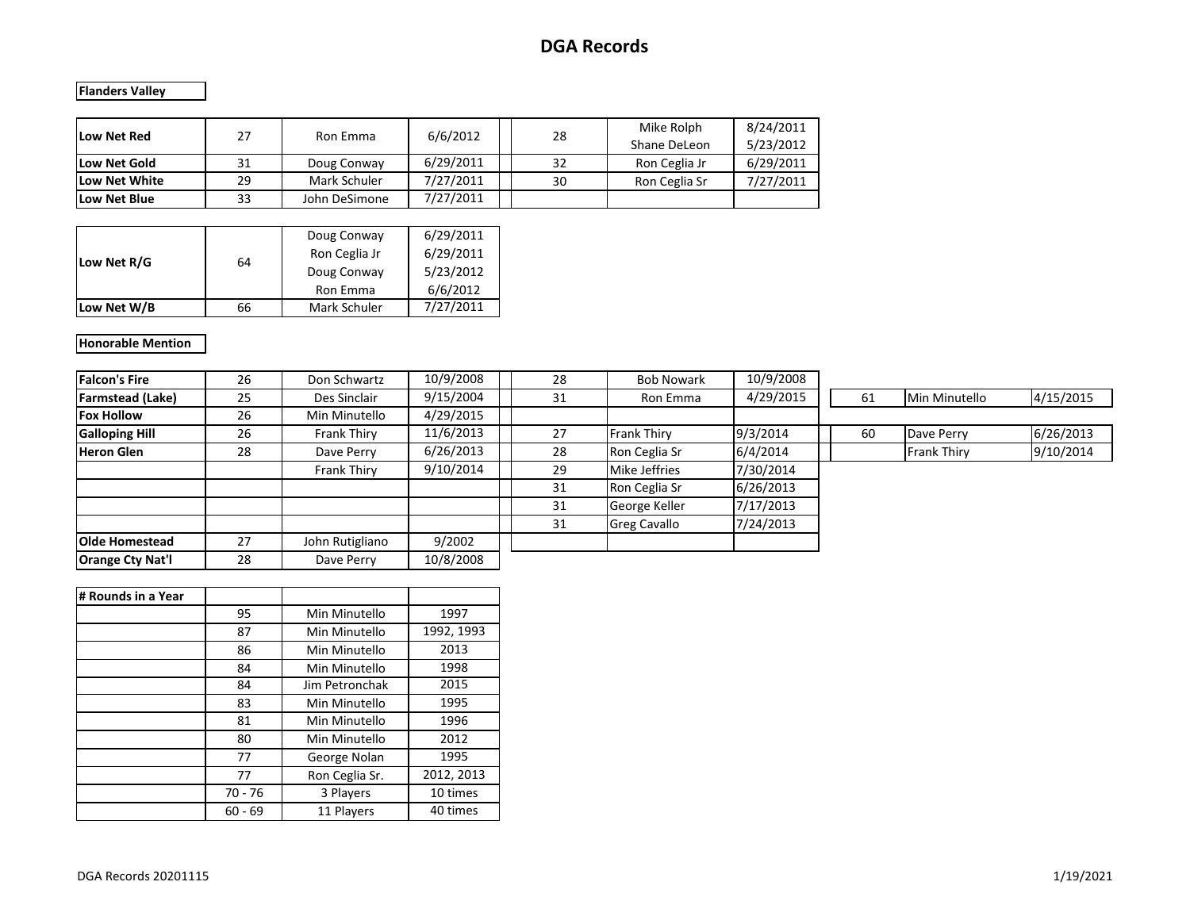# DGA Records

**Flanders Valley**

| | | | | | | | |
|---|---|---|---|---|---|---|---|
| **Low Net Red** | 27 | Ron Emma | 6/6/2012 | | 28 | Mike Rolph<br>Shane DeLeon | 8/24/2011<br>5/23/2012 |
| **Low Net Gold** | 31 | Doug Conway | 6/29/2011 | | 32 | Ron Ceglia Jr | 6/29/2011 |
| **Low Net White** | 29 | Mark Schuler | 7/27/2011 | | 30 | Ron Ceglia Sr | 7/27/2011 |
| **Low Net Blue** | 33 | John DeSimone | 7/27/2011 | | | | |

| | | | |
|---|---|---|---|
| **Low Net R/G** | 64 | Doug Conway<br>Ron Ceglia Jr<br>Doug Conway<br>Ron Emma | 6/29/2011<br>6/29/2011<br>5/23/2012<br>6/6/2012 |
| **Low Net W/B** | 66 | Mark Schuler | 7/27/2011 |

**Honorable Mention**

| | | | | | | | | | | | |
|---|---|---|---|---|---|---|---|---|---|---|---|
| **Falcon's Fire** | 26 | Don Schwartz | 10/9/2008 | | 28 | Bob Nowark | 10/9/2008 | | | | |
| **Farmstead (Lake)** | 25 | Des Sinclair | 9/15/2004 | | 31 | Ron Emma | 4/29/2015 | | 61 | Min Minutello | 4/15/2015 |
| **Fox Hollow** | 26 | Min Minutello | 4/29/2015 | | | | | | | | |
| **Galloping Hill** | 26 | Frank Thiry | 11/6/2013 | | 27 | Frank Thiry | 9/3/2014 | | 60 | Dave Perry | 6/26/2013 |
| **Heron Glen** | 28 | Dave Perry | 6/26/2013 | | 28 | Ron Ceglia Sr | 6/4/2014 | | | Frank Thiry | 9/10/2014 |
| | | Frank Thiry | 9/10/2014 | | 29 | Mike Jeffries | 7/30/2014 | | | | |
| | | | | | 31 | Ron Ceglia Sr | 6/26/2013 | | | | |
| | | | | | 31 | George Keller | 7/17/2013 | | | | |
| | | | | | 31 | Greg Cavallo | 7/24/2013 | | | | |
| **Olde Homestead** | 27 | John Rutigliano | 9/2002 | | | | | | | | |
| **Orange Cty Nat'l** | 28 | Dave Perry | 10/8/2008 | | | | | | | | |

| **# Rounds in a Year** | | | |
|---|---|---|---|
| | 95 | Min Minutello | 1997 |
| | 87 | Min Minutello | 1992, 1993 |
| | 86 | Min Minutello | 2013 |
| | 84 | Min Minutello | 1998 |
| | 84 | Jim Petronchak | 2015 |
| | 83 | Min Minutello | 1995 |
| | 81 | Min Minutello | 1996 |
| | 80 | Min Minutello | 2012 |
| | 77 | George Nolan | 1995 |
| | 77 | Ron Ceglia Sr. | 2012, 2013 |
| | 70 - 76 | 3 Players | 10 times |
| | 60 - 69 | 11 Players | 40 times |

DGA Records 20201115 1/19/2021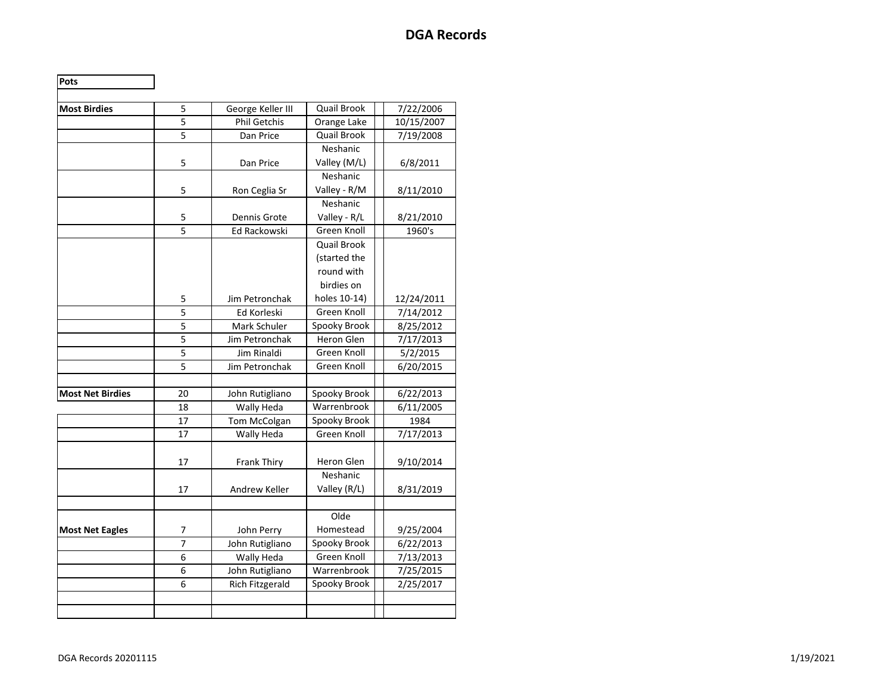# DGA Records

**Pots**

| | | | | | |
|---|---|---|---|---|---|
| **Most Birdies** | 5 | George Keller III | Quail Brook | | 7/22/2006 |
| | 5 | Phil Getchis | Orange Lake | | 10/15/2007 |
| | 5 | Dan Price | Quail Brook | | 7/19/2008 |
| | 5 | Dan Price | Neshanic Valley (M/L) | | 6/8/2011 |
| | 5 | Ron Ceglia Sr | Neshanic Valley - R/M | | 8/11/2010 |
| | 5 | Dennis Grote | Neshanic Valley - R/L | | 8/21/2010 |
| | 5 | Ed Rackowski | Green Knoll | | 1960's |
| | 5 | Jim Petronchak | Quail Brook (started the round with birdies on holes 10-14) | | 12/24/2011 |
| | 5 | Ed Korleski | Green Knoll | | 7/14/2012 |
| | 5 | Mark Schuler | Spooky Brook | | 8/25/2012 |
| | 5 | Jim Petronchak | Heron Glen | | 7/17/2013 |
| | 5 | Jim Rinaldi | Green Knoll | | 5/2/2015 |
| | 5 | Jim Petronchak | Green Knoll | | 6/20/2015 |
| | | | | | |
| **Most Net Birdies** | 20 | John Rutigliano | Spooky Brook | | 6/22/2013 |
| | 18 | Wally Heda | Warrenbrook | | 6/11/2005 |
| | 17 | Tom McColgan | Spooky Brook | | 1984 |
| | 17 | Wally Heda | Green Knoll | | 7/17/2013 |
| | 17 | Frank Thiry | Heron Glen | | 9/10/2014 |
| | 17 | Andrew Keller | Neshanic Valley (R/L) | | 8/31/2019 |
| | | | | | |
| **Most Net Eagles** | 7 | John Perry | Olde Homestead | | 9/25/2004 |
| | 7 | John Rutigliano | Spooky Brook | | 6/22/2013 |
| | 6 | Wally Heda | Green Knoll | | 7/13/2013 |
| | 6 | John Rutigliano | Warrenbrook | | 7/25/2015 |
| | 6 | Rich Fitzgerald | Spooky Brook | | 2/25/2017 |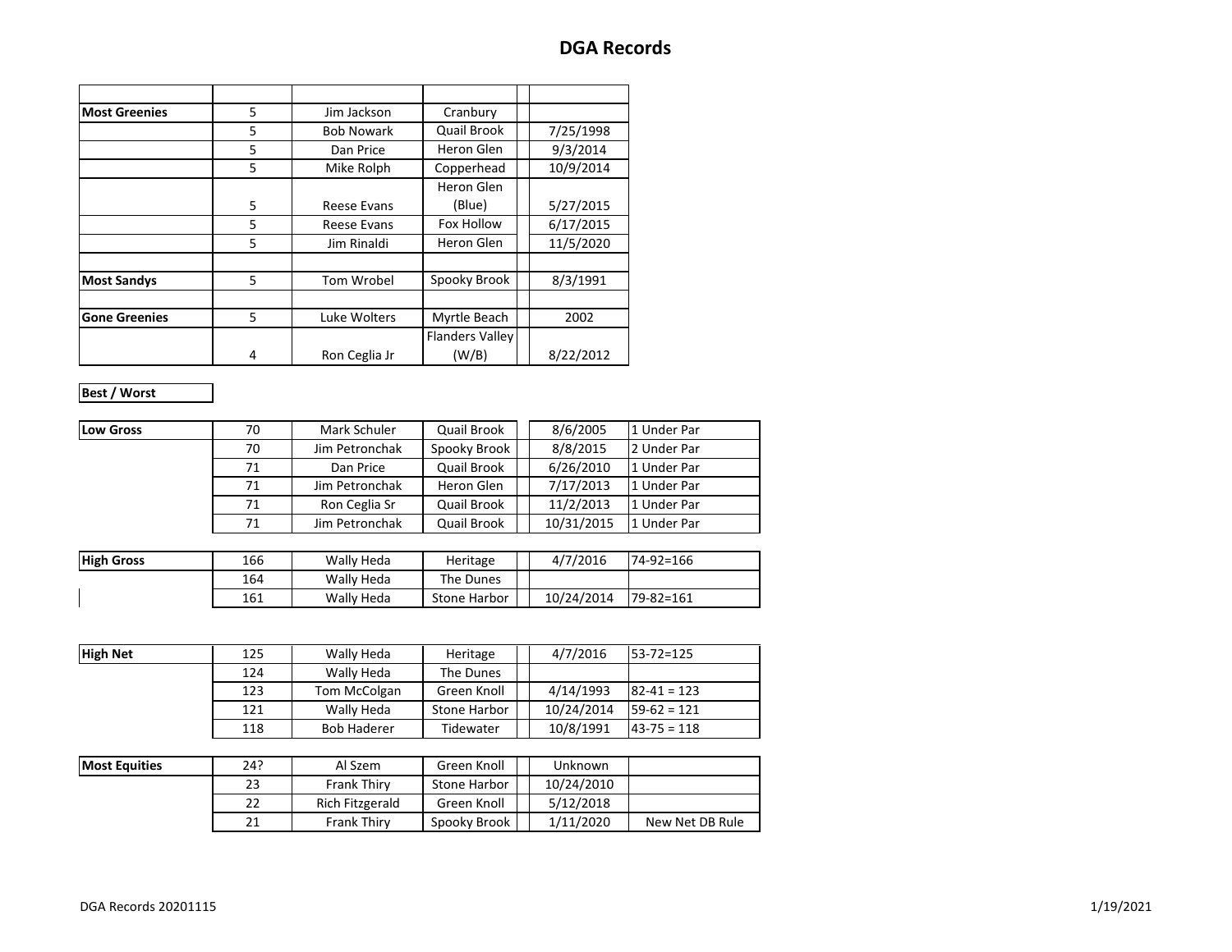# DGA Records

| | | | | | |
|---|---|---|---|---|---|
| **Most Greenies** | 5 | Jim Jackson | Cranbury | | |
| | 5 | Bob Nowark | Quail Brook | | 7/25/1998 |
| | 5 | Dan Price | Heron Glen | | 9/3/2014 |
| | 5 | Mike Rolph | Copperhead | | 10/9/2014 |
| | 5 | Reese Evans | Heron Glen (Blue) | | 5/27/2015 |
| | 5 | Reese Evans | Fox Hollow | | 6/17/2015 |
| | 5 | Jim Rinaldi | Heron Glen | | 11/5/2020 |
| | | | | | |
| **Most Sandys** | 5 | Tom Wrobel | Spooky Brook | | 8/3/1991 |
| | | | | | |
| **Gone Greenies** | 5 | Luke Wolters | Myrtle Beach | | 2002 |
| | 4 | Ron Ceglia Jr | Flanders Valley (W/B) | | 8/22/2012 |

**Best / Worst**

| | | | | | | |
|---|---|---|---|---|---|---|
| **Low Gross** | 70 | Mark Schuler | Quail Brook | | 8/6/2005 | 1 Under Par |
| | 70 | Jim Petronchak | Spooky Brook | | 8/8/2015 | 2 Under Par |
| | 71 | Dan Price | Quail Brook | | 6/26/2010 | 1 Under Par |
| | 71 | Jim Petronchak | Heron Glen | | 7/17/2013 | 1 Under Par |
| | 71 | Ron Ceglia Sr | Quail Brook | | 11/2/2013 | 1 Under Par |
| | 71 | Jim Petronchak | Quail Brook | | 10/31/2015 | 1 Under Par |

| | | | | | | |
|---|---|---|---|---|---|---|
| **High Gross** | 166 | Wally Heda | Heritage | | 4/7/2016 | 74-92=166 |
| | 164 | Wally Heda | The Dunes | | | |
| | 161 | Wally Heda | Stone Harbor | | 10/24/2014 | 79-82=161 |

| | | | | | | |
|---|---|---|---|---|---|---|
| **High Net** | 125 | Wally Heda | Heritage | | 4/7/2016 | 53-72=125 |
| | 124 | Wally Heda | The Dunes | | | |
| | 123 | Tom McColgan | Green Knoll | | 4/14/1993 | 82-41 = 123 |
| | 121 | Wally Heda | Stone Harbor | | 10/24/2014 | 59-62 = 121 |
| | 118 | Bob Haderer | Tidewater | | 10/8/1991 | 43-75 = 118 |

| | | | | | | |
|---|---|---|---|---|---|---|
| **Most Equities** | 24? | Al Szem | Green Knoll | | Unknown | |
| | 23 | Frank Thiry | Stone Harbor | | 10/24/2010 | |
| | 22 | Rich Fitzgerald | Green Knoll | | 5/12/2018 | |
| | 21 | Frank Thiry | Spooky Brook | | 1/11/2020 | New Net DB Rule |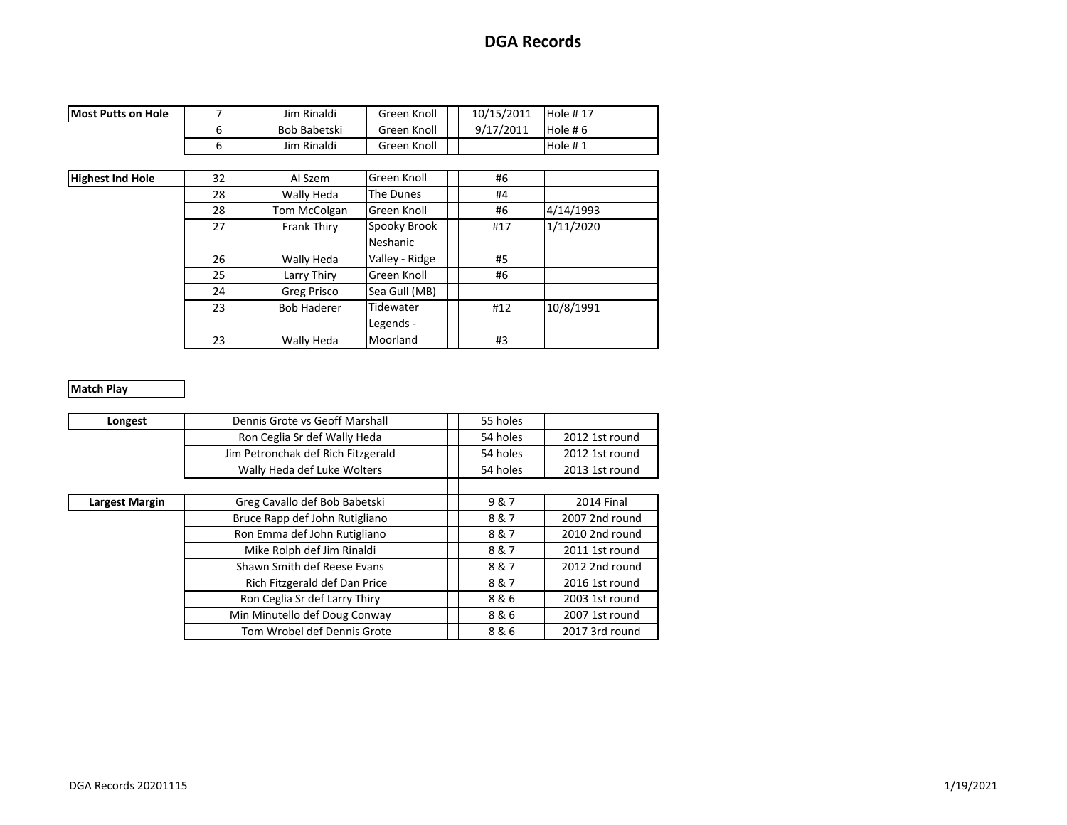# DGA Records

| Most Putts on Hole | 7 | Jim Rinaldi | Green Knoll | | 10/15/2011 | Hole # 17 |
|---|---|---|---|---|---|---|
| | 6 | Bob Babetski | Green Knoll | | 9/17/2011 | Hole # 6 |
| | 6 | Jim Rinaldi | Green Knoll | | | Hole # 1 |

| Highest Ind Hole | 32 | Al Szem | Green Knoll | | #6 | |
|---|---|---|---|---|---|---|
| | 28 | Wally Heda | The Dunes | | #4 | |
| | 28 | Tom McColgan | Green Knoll | | #6 | 4/14/1993 |
| | 27 | Frank Thiry | Spooky Brook | | #17 | 1/11/2020 |
| | 26 | Wally Heda | Neshanic Valley - Ridge | | #5 | |
| | 25 | Larry Thiry | Green Knoll | | #6 | |
| | 24 | Greg Prisco | Sea Gull (MB) | | | |
| | 23 | Bob Haderer | Tidewater | | #12 | 10/8/1991 |
| | 23 | Wally Heda | Legends - Moorland | | #3 | |

**Match Play**

| Longest | Dennis Grote vs Geoff Marshall | | 55 holes | |
|---|---|---|---|---|
| | Ron Ceglia Sr def Wally Heda | | 54 holes | 2012 1st round |
| | Jim Petronchak def Rich Fitzgerald | | 54 holes | 2012 1st round |
| | Wally Heda def Luke Wolters | | 54 holes | 2013 1st round |

| Largest Margin | Greg Cavallo def Bob Babetski | | 9 & 7 | 2014 Final |
|---|---|---|---|---|
| | Bruce Rapp def John Rutigliano | | 8 & 7 | 2007 2nd round |
| | Ron Emma def John Rutigliano | | 8 & 7 | 2010 2nd round |
| | Mike Rolph def Jim Rinaldi | | 8 & 7 | 2011 1st round |
| | Shawn Smith def Reese Evans | | 8 & 7 | 2012 2nd round |
| | Rich Fitzgerald def Dan Price | | 8 & 7 | 2016 1st round |
| | Ron Ceglia Sr def Larry Thiry | | 8 & 6 | 2003 1st round |
| | Min Minutello def Doug Conway | | 8 & 6 | 2007 1st round |
| | Tom Wrobel def Dennis Grote | | 8 & 6 | 2017 3rd round |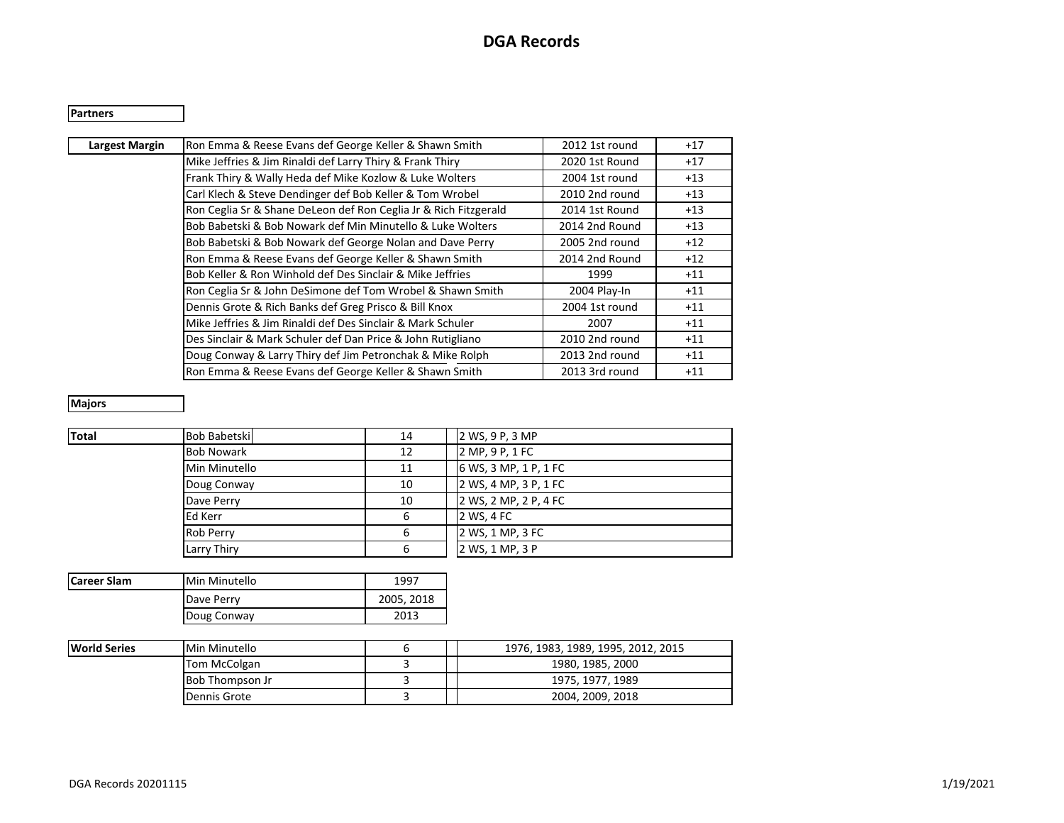# DGA Records

**Partners**

| Largest Margin | | | |
|---|---|---|---|
| | Ron Emma & Reese Evans def George Keller & Shawn Smith | 2012 1st round | +17 |
| | Mike Jeffries & Jim Rinaldi def Larry Thiry & Frank Thiry | 2020 1st Round | +17 |
| | Frank Thiry & Wally Heda def Mike Kozlow & Luke Wolters | 2004 1st round | +13 |
| | Carl Klech & Steve Dendinger def Bob Keller & Tom Wrobel | 2010 2nd round | +13 |
| | Ron Ceglia Sr & Shane DeLeon def Ron Ceglia Jr & Rich Fitzgerald | 2014 1st Round | +13 |
| | Bob Babetski & Bob Nowark def Min Minutello & Luke Wolters | 2014 2nd Round | +13 |
| | Bob Babetski & Bob Nowark def George Nolan and Dave Perry | 2005 2nd round | +12 |
| | Ron Emma & Reese Evans def George Keller & Shawn Smith | 2014 2nd Round | +12 |
| | Bob Keller & Ron Winhold def Des Sinclair & Mike Jeffries | 1999 | +11 |
| | Ron Ceglia Sr & John DeSimone def Tom Wrobel & Shawn Smith | 2004 Play-In | +11 |
| | Dennis Grote & Rich Banks def Greg Prisco & Bill Knox | 2004 1st round | +11 |
| | Mike Jeffries & Jim Rinaldi def Des Sinclair & Mark Schuler | 2007 | +11 |
| | Des Sinclair & Mark Schuler def Dan Price & John Rutigliano | 2010 2nd round | +11 |
| | Doug Conway & Larry Thiry def Jim Petronchak & Mike Rolph | 2013 2nd round | +11 |
| | Ron Emma & Reese Evans def George Keller & Shawn Smith | 2013 3rd round | +11 |

**Majors**

| Total | | | |
|---|---|---|---|
| | Bob Babetski | 14 | 2 WS, 9 P, 3 MP |
| | Bob Nowark | 12 | 2 MP, 9 P, 1 FC |
| | Min Minutello | 11 | 6 WS, 3 MP, 1 P, 1 FC |
| | Doug Conway | 10 | 2 WS, 4 MP, 3 P, 1 FC |
| | Dave Perry | 10 | 2 WS, 2 MP, 2 P, 4 FC |
| | Ed Kerr | 6 | 2 WS, 4 FC |
| | Rob Perry | 6 | 2 WS, 1 MP, 3 FC |
| | Larry Thiry | 6 | 2 WS, 1 MP, 3 P |

| Career Slam | | |
|---|---|---|
| | Min Minutello | 1997 |
| | Dave Perry | 2005, 2018 |
| | Doug Conway | 2013 |

| World Series | | | |
|---|---|---|---|
| | Min Minutello | 6 | 1976, 1983, 1989, 1995, 2012, 2015 |
| | Tom McColgan | 3 | 1980, 1985, 2000 |
| | Bob Thompson Jr | 3 | 1975, 1977, 1989 |
| | Dennis Grote | 3 | 2004, 2009, 2018 |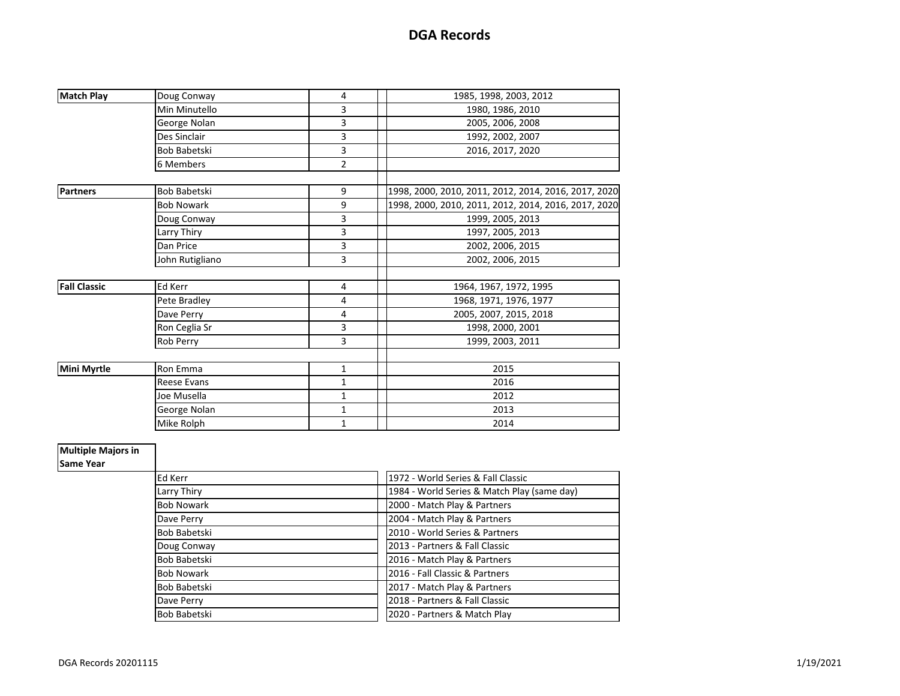# DGA Records

| Category | Name | Wins | | Years |
|---|---|---|---|---|
| **Match Play** | Doug Conway | 4 | | 1985, 1998, 2003, 2012 |
| | Min Minutello | 3 | | 1980, 1986, 2010 |
| | George Nolan | 3 | | 2005, 2006, 2008 |
| | Des Sinclair | 3 | | 1992, 2002, 2007 |
| | Bob Babetski | 3 | | 2016, 2017, 2020 |
| | 6 Members | 2 | | |
| | | | | |
| **Partners** | Bob Babetski | 9 | | 1998, 2000, 2010, 2011, 2012, 2014, 2016, 2017, 2020 |
| | Bob Nowark | 9 | | 1998, 2000, 2010, 2011, 2012, 2014, 2016, 2017, 2020 |
| | Doug Conway | 3 | | 1999, 2005, 2013 |
| | Larry Thiry | 3 | | 1997, 2005, 2013 |
| | Dan Price | 3 | | 2002, 2006, 2015 |
| | John Rutigliano | 3 | | 2002, 2006, 2015 |
| | | | | |
| **Fall Classic** | Ed Kerr | 4 | | 1964, 1967, 1972, 1995 |
| | Pete Bradley | 4 | | 1968, 1971, 1976, 1977 |
| | Dave Perry | 4 | | 2005, 2007, 2015, 2018 |
| | Ron Ceglia Sr | 3 | | 1998, 2000, 2001 |
| | Rob Perry | 3 | | 1999, 2003, 2011 |
| | | | | |
| **Mini Myrtle** | Ron Emma | 1 | | 2015 |
| | Reese Evans | 1 | | 2016 |
| | Joe Musella | 1 | | 2012 |
| | George Nolan | 1 | | 2013 |
| | Mike Rolph | 1 | | 2014 |

| **Multiple Majors in Same Year** | Name | | Details |
|---|---|---|---|
| | Ed Kerr | | 1972 - World Series & Fall Classic |
| | Larry Thiry | | 1984 - World Series & Match Play (same day) |
| | Bob Nowark | | 2000 - Match Play & Partners |
| | Dave Perry | | 2004 - Match Play & Partners |
| | Bob Babetski | | 2010 - World Series & Partners |
| | Doug Conway | | 2013 - Partners & Fall Classic |
| | Bob Babetski | | 2016 - Match Play & Partners |
| | Bob Nowark | | 2016 - Fall Classic & Partners |
| | Bob Babetski | | 2017 - Match Play & Partners |
| | Dave Perry | | 2018 - Partners & Fall Classic |
| | Bob Babetski | | 2020 - Partners & Match Play |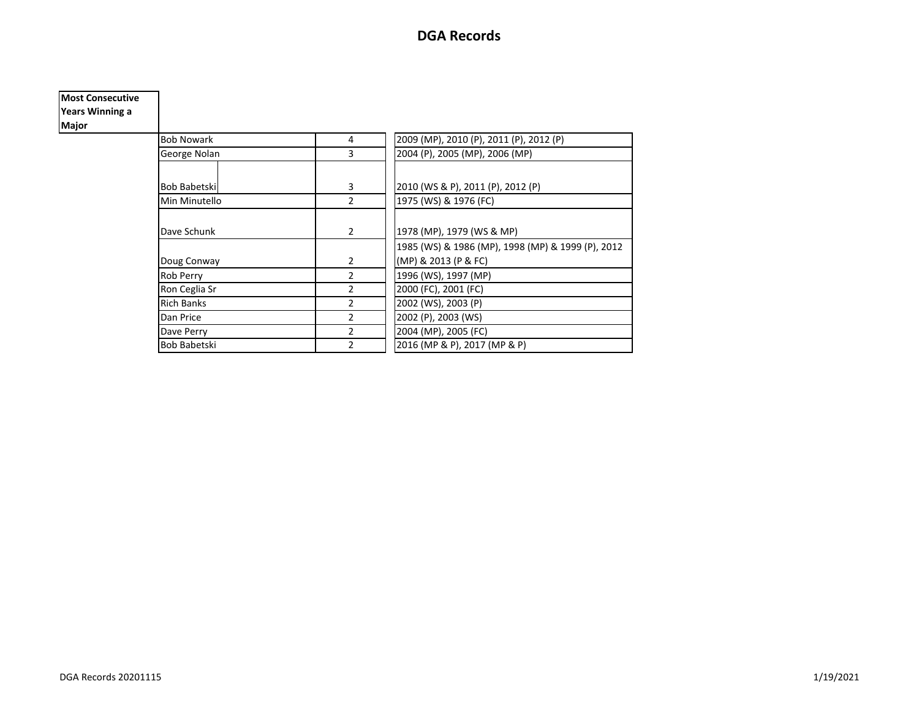# DGA Records

**Most Consecutive Years Winning a Major**

| | | |
|---|---|---|
| Bob Nowark | 4 | 2009 (MP), 2010 (P), 2011 (P), 2012 (P) |
| George Nolan | 3 | 2004 (P), 2005 (MP), 2006 (MP) |
| Bob Babetski | 3 | 2010 (WS & P), 2011 (P), 2012 (P) |
| Min Minutello | 2 | 1975 (WS) & 1976 (FC) |
| Dave Schunk | 2 | 1978 (MP), 1979 (WS & MP) |
| Doug Conway | 2 | 1985 (WS) & 1986 (MP), 1998 (MP) & 1999 (P), 2012 (MP) & 2013 (P & FC) |
| Rob Perry | 2 | 1996 (WS), 1997 (MP) |
| Ron Ceglia Sr | 2 | 2000 (FC), 2001 (FC) |
| Rich Banks | 2 | 2002 (WS), 2003 (P) |
| Dan Price | 2 | 2002 (P), 2003 (WS) |
| Dave Perry | 2 | 2004 (MP), 2005 (FC) |
| Bob Babetski | 2 | 2016 (MP & P), 2017 (MP & P) |

DGA Records 20201115

1/19/2021